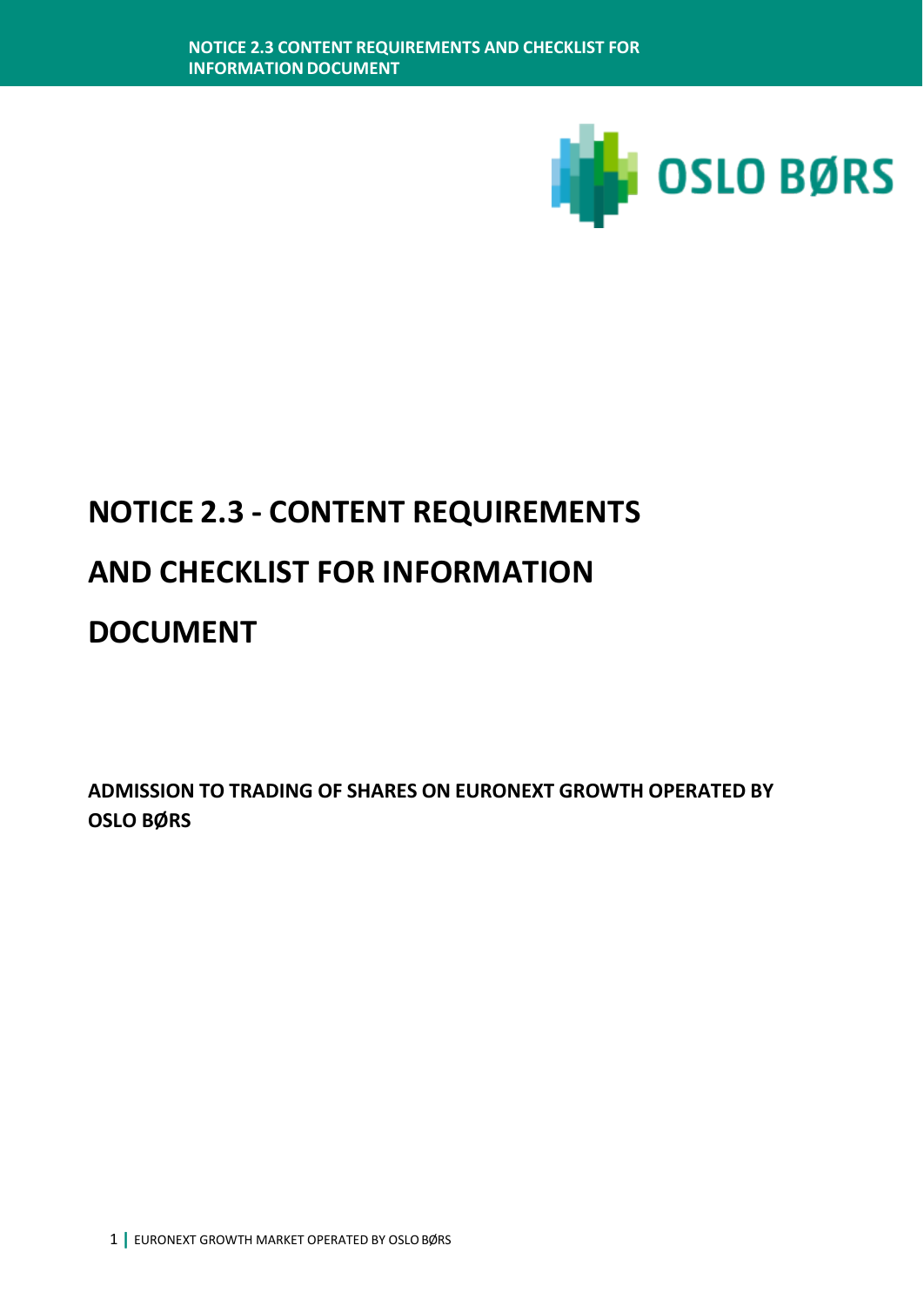# NOTICE 2.3 - CONTENT REQUIREMENTS AND CHECKLIST FOR INFORMATION DOCUMENT

**ADMISSION TO TRADING OF SHARES ON EURONEXT GROWTH OPERATED BY OSLO BØRS**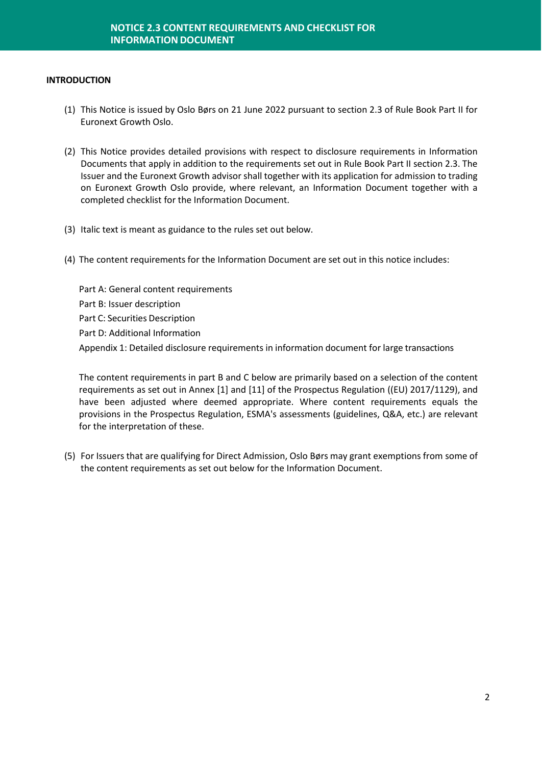# NOTICE 2.3 CONTENT REQUIREMENTS AND CHECKLIST FOR INFORMATION DOCUMENT

## INTRODUCTION

(1) This Notice is issued by Oslo Børs on 21 June 2022 pursuant to section 2.3 of Rule Book Part II for Euronext Growth Oslo.

(2) This Notice provides detailed provisions with respect to disclosure requirements in Information Documents that apply in addition to the requirements set out in Rule Book Part II section 2.3. The Issuer and the Euronext Growth advisor shall together with its application for admission to trading on Euronext Growth Oslo provide, where relevant, an Information Document together with a completed checklist for the Information Document.

(3) Italic text is meant as guidance to the rules set out below.

(4) The content requirements for the Information Document are set out in this notice includes:

Part A: General content requirements

Part B: Issuer description

Part C: Securities Description

Part D: Additional Information

Appendix 1: Detailed disclosure requirements in information document for large transactions

The content requirements in part B and C below are primarily based on a selection of the content requirements as set out in Annex [1] and [11] of the Prospectus Regulation ((EU) 2017/1129), and have been adjusted where deemed appropriate. Where content requirements equals the provisions in the Prospectus Regulation, ESMA's assessments (guidelines, Q&A, etc.) are relevant for the interpretation of these.

(5) For Issuers that are qualifying for Direct Admission, Oslo Børs may grant exemptions from some of the content requirements as set out below for the Information Document.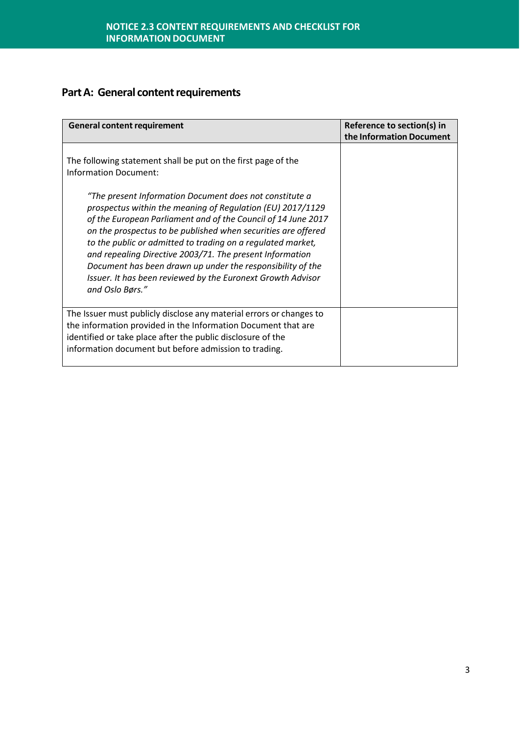## Part A: General content requirements

| General content requirement | Reference to section(s) in the Information Document |
| --- | --- |
| The following statement shall be put on the first page of the Information Document:<br><br>*"The present Information Document does not constitute a prospectus within the meaning of Regulation (EU) 2017/1129 of the European Parliament and of the Council of 14 June 2017 on the prospectus to be published when securities are offered to the public or admitted to trading on a regulated market, and repealing Directive 2003/71. The present Information Document has been drawn up under the responsibility of the Issuer. It has been reviewed by the Euronext Growth Advisor and Oslo Børs."* | |
| The Issuer must publicly disclose any material errors or changes to the information provided in the Information Document that are identified or take place after the public disclosure of the information document but before admission to trading. | |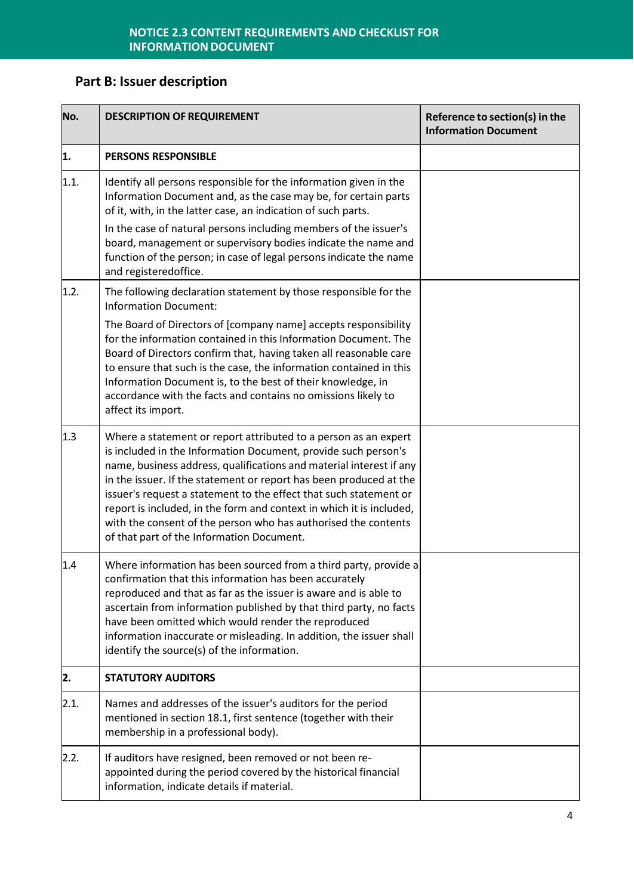## Part B: Issuer description

| No. | DESCRIPTION OF REQUIREMENT | Reference to section(s) in the Information Document |
|---|---|---|
| **1.** | **PERSONS RESPONSIBLE** | |
| 1.1. | Identify all persons responsible for the information given in the Information Document and, as the case may be, for certain parts of it, with, in the latter case, an indication of such parts.<br><br>In the case of natural persons including members of the issuer's board, management or supervisory bodies indicate the name and function of the person; in case of legal persons indicate the name and registeredoffice. | |
| 1.2. | The following declaration statement by those responsible for the Information Document:<br><br>The Board of Directors of [company name] accepts responsibility for the information contained in this Information Document. The Board of Directors confirm that, having taken all reasonable care to ensure that such is the case, the information contained in this Information Document is, to the best of their knowledge, in accordance with the facts and contains no omissions likely to affect its import. | |
| 1.3 | Where a statement or report attributed to a person as an expert is included in the Information Document, provide such person's name, business address, qualifications and material interest if any in the issuer. If the statement or report has been produced at the issuer's request a statement to the effect that such statement or report is included, in the form and context in which it is included, with the consent of the person who has authorised the contents of that part of the Information Document. | |
| 1.4 | Where information has been sourced from a third party, provide a confirmation that this information has been accurately reproduced and that as far as the issuer is aware and is able to ascertain from information published by that third party, no facts have been omitted which would render the reproduced information inaccurate or misleading. In addition, the issuer shall identify the source(s) of the information. | |
| **2.** | **STATUTORY AUDITORS** | |
| 2.1. | Names and addresses of the issuer's auditors for the period mentioned in section 18.1, first sentence (together with their membership in a professional body). | |
| 2.2. | If auditors have resigned, been removed or not been re-appointed during the period covered by the historical financial information, indicate details if material. | |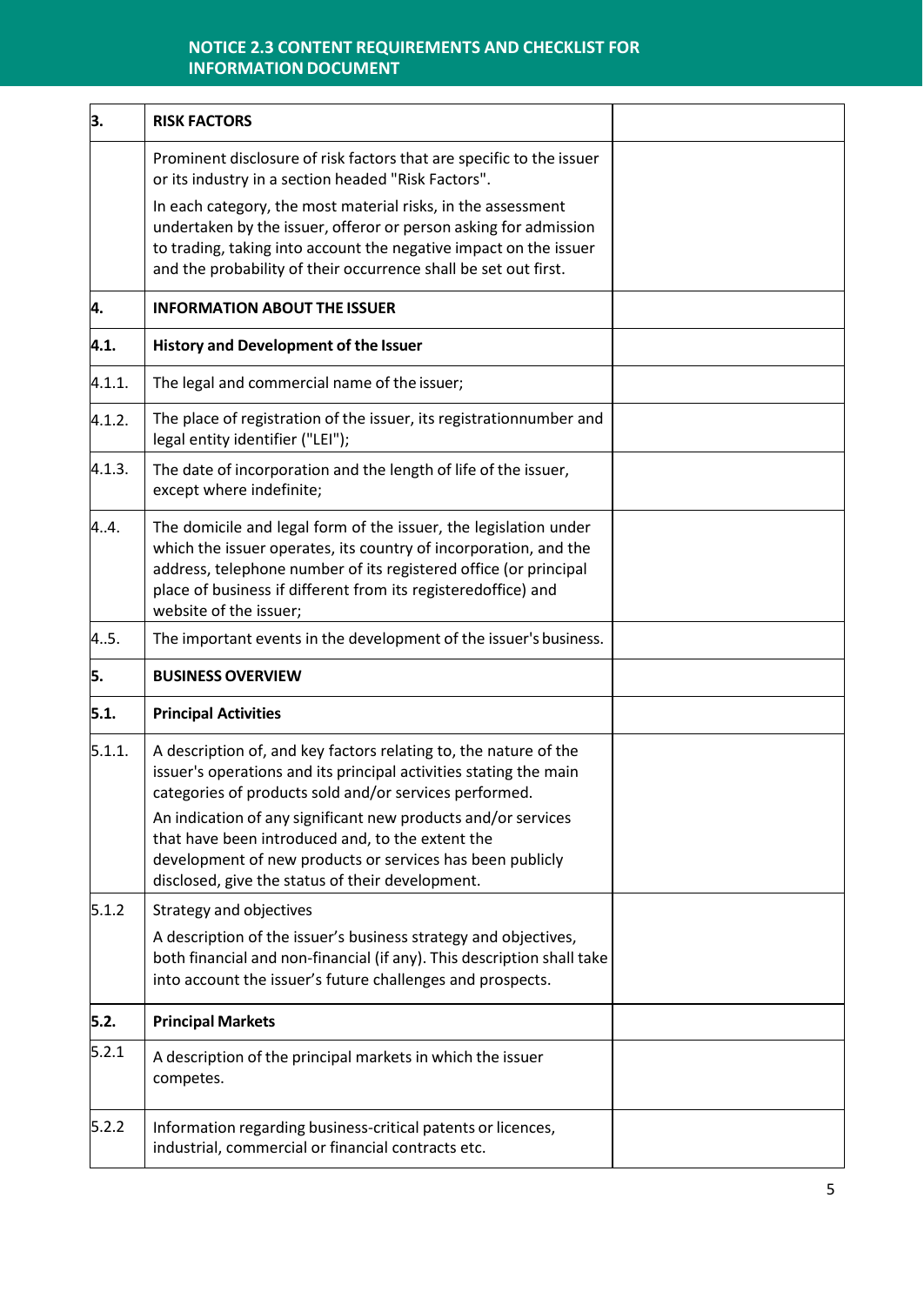| 3. | **RISK FACTORS** | |
|---|---|---|
| | Prominent disclosure of risk factors that are specific to the issuer or its industry in a section headed "Risk Factors".<br><br>In each category, the most material risks, in the assessment undertaken by the issuer, offeror or person asking for admission to trading, taking into account the negative impact on the issuer and the probability of their occurrence shall be set out first. | |
| **4.** | **INFORMATION ABOUT THE ISSUER** | |
| **4.1.** | **History and Development of the Issuer** | |
| 4.1.1. | The legal and commercial name of the issuer; | |
| 4.1.2. | The place of registration of the issuer, its registrationnumber and legal entity identifier ("LEI"); | |
| 4.1.3. | The date of incorporation and the length of life of the issuer, except where indefinite; | |
| 4..4. | The domicile and legal form of the issuer, the legislation under which the issuer operates, its country of incorporation, and the address, telephone number of its registered office (or principal place of business if different from its registeredoffice) and website of the issuer; | |
| 4..5. | The important events in the development of the issuer's business. | |
| **5.** | **BUSINESS OVERVIEW** | |
| **5.1.** | **Principal Activities** | |
| 5.1.1. | A description of, and key factors relating to, the nature of the issuer's operations and its principal activities stating the main categories of products sold and/or services performed.<br><br>An indication of any significant new products and/or services that have been introduced and, to the extent the development of new products or services has been publicly disclosed, give the status of their development. | |
| 5.1.2 | Strategy and objectives<br><br>A description of the issuer's business strategy and objectives, both financial and non-financial (if any). This description shall take into account the issuer's future challenges and prospects. | |
| **5.2.** | **Principal Markets** | |
| 5.2.1 | A description of the principal markets in which the issuer competes. | |
| 5.2.2 | Information regarding business-critical patents or licences, industrial, commercial or financial contracts etc. | |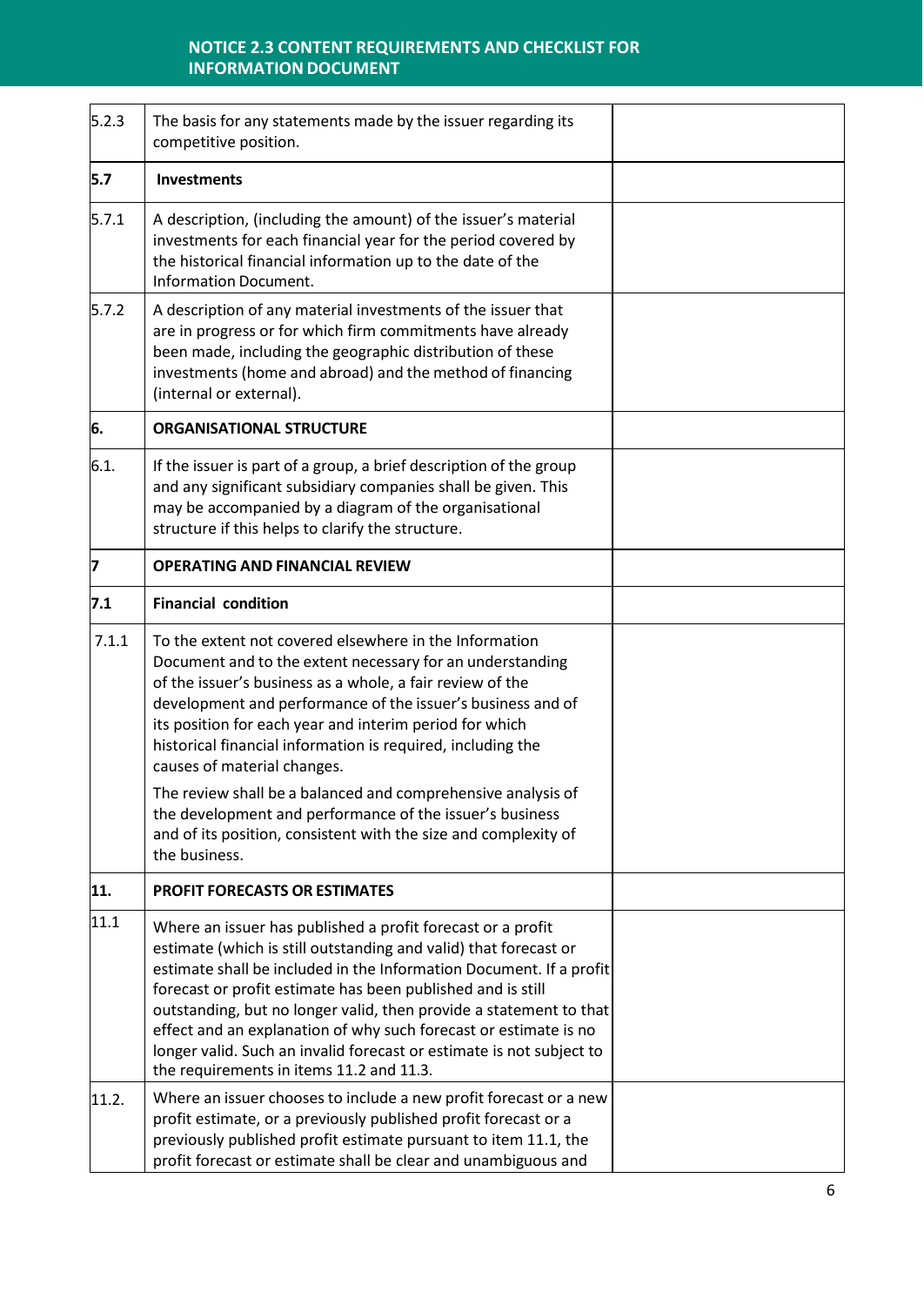| | | |
|---|---|---|
| 5.2.3 | The basis for any statements made by the issuer regarding its competitive position. | |
| **5.7** | **Investments** | |
| 5.7.1 | A description, (including the amount) of the issuer's material investments for each financial year for the period covered by the historical financial information up to the date of the Information Document. | |
| 5.7.2 | A description of any material investments of the issuer that are in progress or for which firm commitments have already been made, including the geographic distribution of these investments (home and abroad) and the method of financing (internal or external). | |
| **6.** | **ORGANISATIONAL STRUCTURE** | |
| 6.1. | If the issuer is part of a group, a brief description of the group and any significant subsidiary companies shall be given. This may be accompanied by a diagram of the organisational structure if this helps to clarify the structure. | |
| **7** | **OPERATING AND FINANCIAL REVIEW** | |
| **7.1** | **Financial condition** | |
| 7.1.1 | To the extent not covered elsewhere in the Information Document and to the extent necessary for an understanding of the issuer's business as a whole, a fair review of the development and performance of the issuer's business and of its position for each year and interim period for which historical financial information is required, including the causes of material changes.<br><br>The review shall be a balanced and comprehensive analysis of the development and performance of the issuer's business and of its position, consistent with the size and complexity of the business. | |
| **11.** | **PROFIT FORECASTS OR ESTIMATES** | |
| 11.1 | Where an issuer has published a profit forecast or a profit estimate (which is still outstanding and valid) that forecast or estimate shall be included in the Information Document. If a profit forecast or profit estimate has been published and is still outstanding, but no longer valid, then provide a statement to that effect and an explanation of why such forecast or estimate is no longer valid. Such an invalid forecast or estimate is not subject to the requirements in items 11.2 and 11.3. | |
| 11.2. | Where an issuer chooses to include a new profit forecast or a new profit estimate, or a previously published profit forecast or a previously published profit estimate pursuant to item 11.1, the profit forecast or estimate shall be clear and unambiguous and | |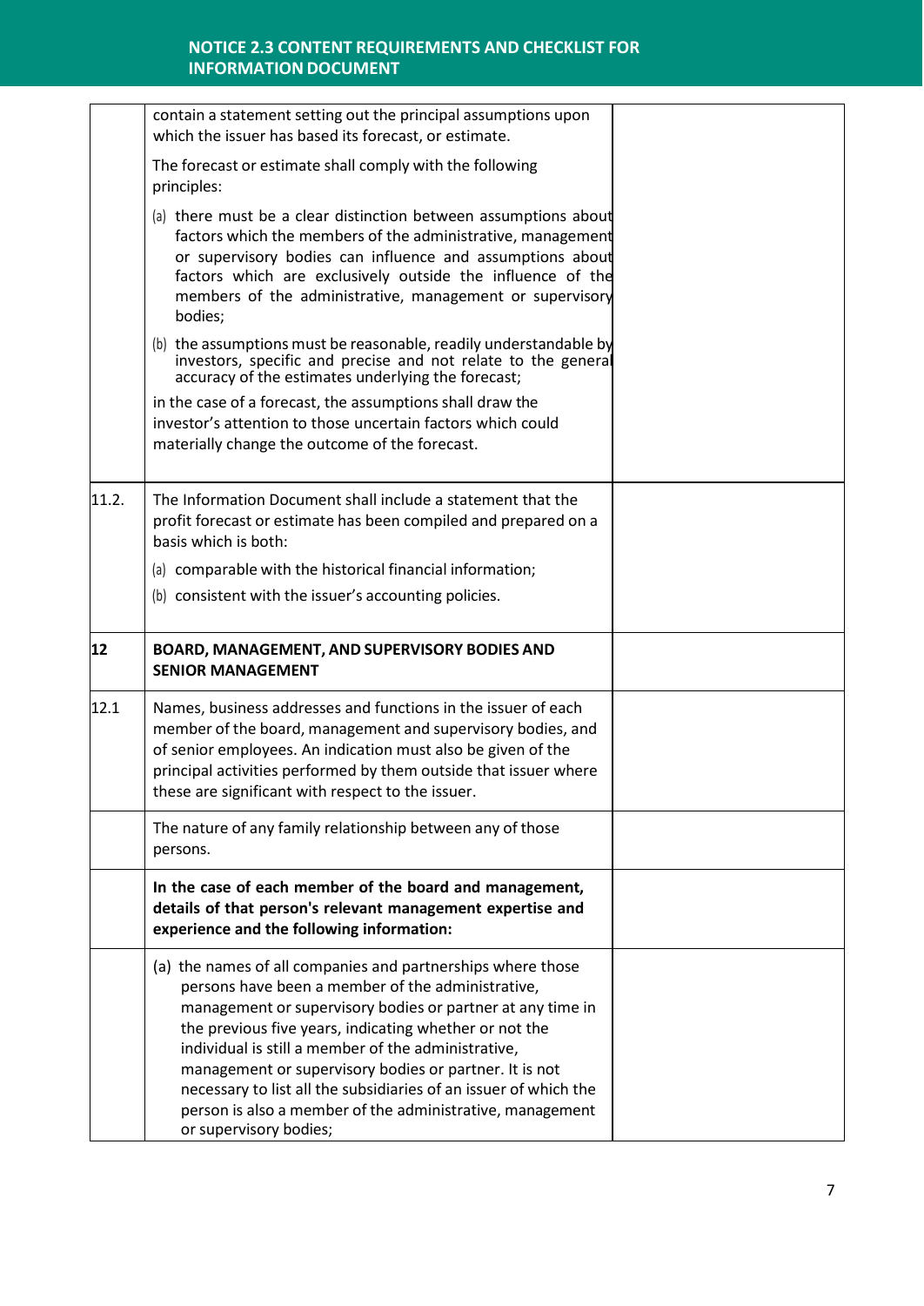| | | |
|---|---|---|
| | contain a statement setting out the principal assumptions upon which the issuer has based its forecast, or estimate.<br><br>The forecast or estimate shall comply with the following principles:<br><br>(a) there must be a clear distinction between assumptions about factors which the members of the administrative, management or supervisory bodies can influence and assumptions about factors which are exclusively outside the influence of the members of the administrative, management or supervisory bodies;<br><br>(b) the assumptions must be reasonable, readily understandable by investors, specific and precise and not relate to the general accuracy of the estimates underlying the forecast;<br><br>in the case of a forecast, the assumptions shall draw the investor's attention to those uncertain factors which could materially change the outcome of the forecast. | |
| 11.2. | The Information Document shall include a statement that the profit forecast or estimate has been compiled and prepared on a basis which is both:<br><br>(a) comparable with the historical financial information;<br><br>(b) consistent with the issuer's accounting policies. | |
| **12** | **BOARD, MANAGEMENT, AND SUPERVISORY BODIES AND SENIOR MANAGEMENT** | |
| 12.1 | Names, business addresses and functions in the issuer of each member of the board, management and supervisory bodies, and of senior employees. An indication must also be given of the principal activities performed by them outside that issuer where these are significant with respect to the issuer. | |
| | The nature of any family relationship between any of those persons. | |
| | **In the case of each member of the board and management, details of that person's relevant management expertise and experience and the following information:** | |
| | (a) the names of all companies and partnerships where those persons have been a member of the administrative, management or supervisory bodies or partner at any time in the previous five years, indicating whether or not the individual is still a member of the administrative, management or supervisory bodies or partner. It is not necessary to list all the subsidiaries of an issuer of which the person is also a member of the administrative, management or supervisory bodies; | |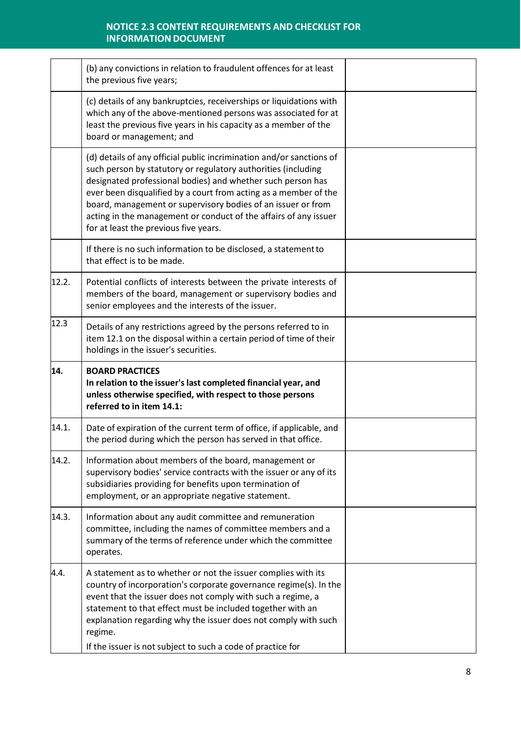| | | |
|---|---|---|
| | (b) any convictions in relation to fraudulent offences for at least the previous five years; | |
| | (c) details of any bankruptcies, receiverships or liquidations with which any of the above-mentioned persons was associated for at least the previous five years in his capacity as a member of the board or management; and | |
| | (d) details of any official public incrimination and/or sanctions of such person by statutory or regulatory authorities (including designated professional bodies) and whether such person has ever been disqualified by a court from acting as a member of the board, management or supervisory bodies of an issuer or from acting in the management or conduct of the affairs of any issuer for at least the previous five years. | |
| | If there is no such information to be disclosed, a statement to that effect is to be made. | |
| 12.2. | Potential conflicts of interests between the private interests of members of the board, management or supervisory bodies and senior employees and the interests of the issuer. | |
| 12.3 | Details of any restrictions agreed by the persons referred to in item 12.1 on the disposal within a certain period of time of their holdings in the issuer's securities. | |
| **14.** | **BOARD PRACTICES**<br>**In relation to the issuer's last completed financial year, and unless otherwise specified, with respect to those persons referred to in item 14.1:** | |
| 14.1. | Date of expiration of the current term of office, if applicable, and the period during which the person has served in that office. | |
| 14.2. | Information about members of the board, management or supervisory bodies' service contracts with the issuer or any of its subsidiaries providing for benefits upon termination of employment, or an appropriate negative statement. | |
| 14.3. | Information about any audit committee and remuneration committee, including the names of committee members and a summary of the terms of reference under which the committee operates. | |
| 4.4. | A statement as to whether or not the issuer complies with its country of incorporation's corporate governance regime(s). In the event that the issuer does not comply with such a regime, a statement to that effect must be included together with an explanation regarding why the issuer does not comply with such regime.<br>If the issuer is not subject to such a code of practice for | |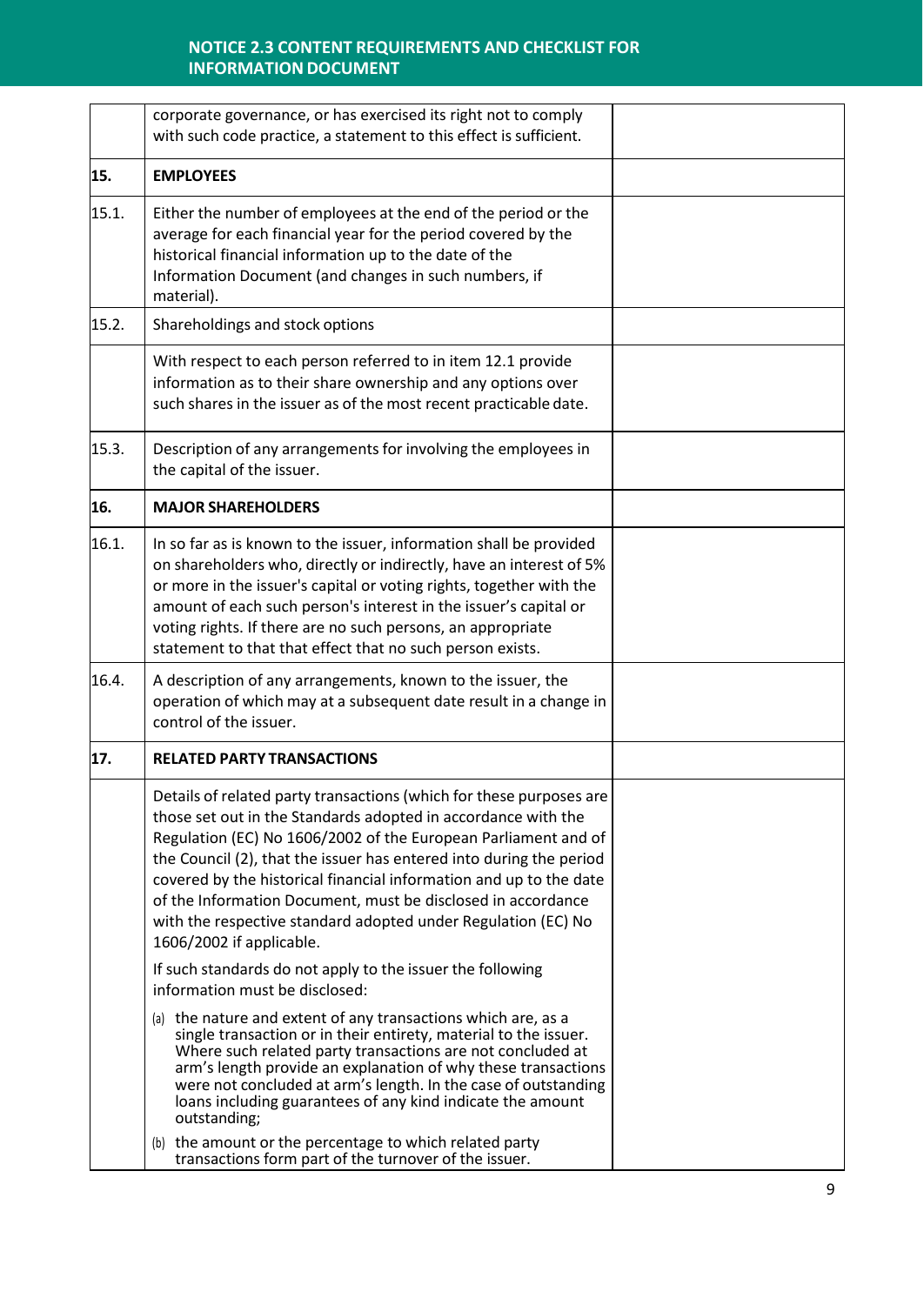| | | |
|---|---|---|
| | corporate governance, or has exercised its right not to comply with such code practice, a statement to this effect is sufficient. | |
| **15.** | **EMPLOYEES** | |
| 15.1. | Either the number of employees at the end of the period or the average for each financial year for the period covered by the historical financial information up to the date of the Information Document (and changes in such numbers, if material). | |
| 15.2. | Shareholdings and stock options | |
| | With respect to each person referred to in item 12.1 provide information as to their share ownership and any options over such shares in the issuer as of the most recent practicable date. | |
| 15.3. | Description of any arrangements for involving the employees in the capital of the issuer. | |
| **16.** | **MAJOR SHAREHOLDERS** | |
| 16.1. | In so far as is known to the issuer, information shall be provided on shareholders who, directly or indirectly, have an interest of 5% or more in the issuer's capital or voting rights, together with the amount of each such person's interest in the issuer's capital or voting rights. If there are no such persons, an appropriate statement to that that effect that no such person exists. | |
| 16.4. | A description of any arrangements, known to the issuer, the operation of which may at a subsequent date result in a change in control of the issuer. | |
| **17.** | **RELATED PARTY TRANSACTIONS** | |
| | Details of related party transactions (which for these purposes are those set out in the Standards adopted in accordance with the Regulation (EC) No 1606/2002 of the European Parliament and of the Council (2), that the issuer has entered into during the period covered by the historical financial information and up to the date of the Information Document, must be disclosed in accordance with the respective standard adopted under Regulation (EC) No 1606/2002 if applicable.<br><br>If such standards do not apply to the issuer the following information must be disclosed:<br><br>(a) the nature and extent of any transactions which are, as a single transaction or in their entirety, material to the issuer. Where such related party transactions are not concluded at arm's length provide an explanation of why these transactions were not concluded at arm's length. In the case of outstanding loans including guarantees of any kind indicate the amount outstanding;<br><br>(b) the amount or the percentage to which related party transactions form part of the turnover of the issuer. | |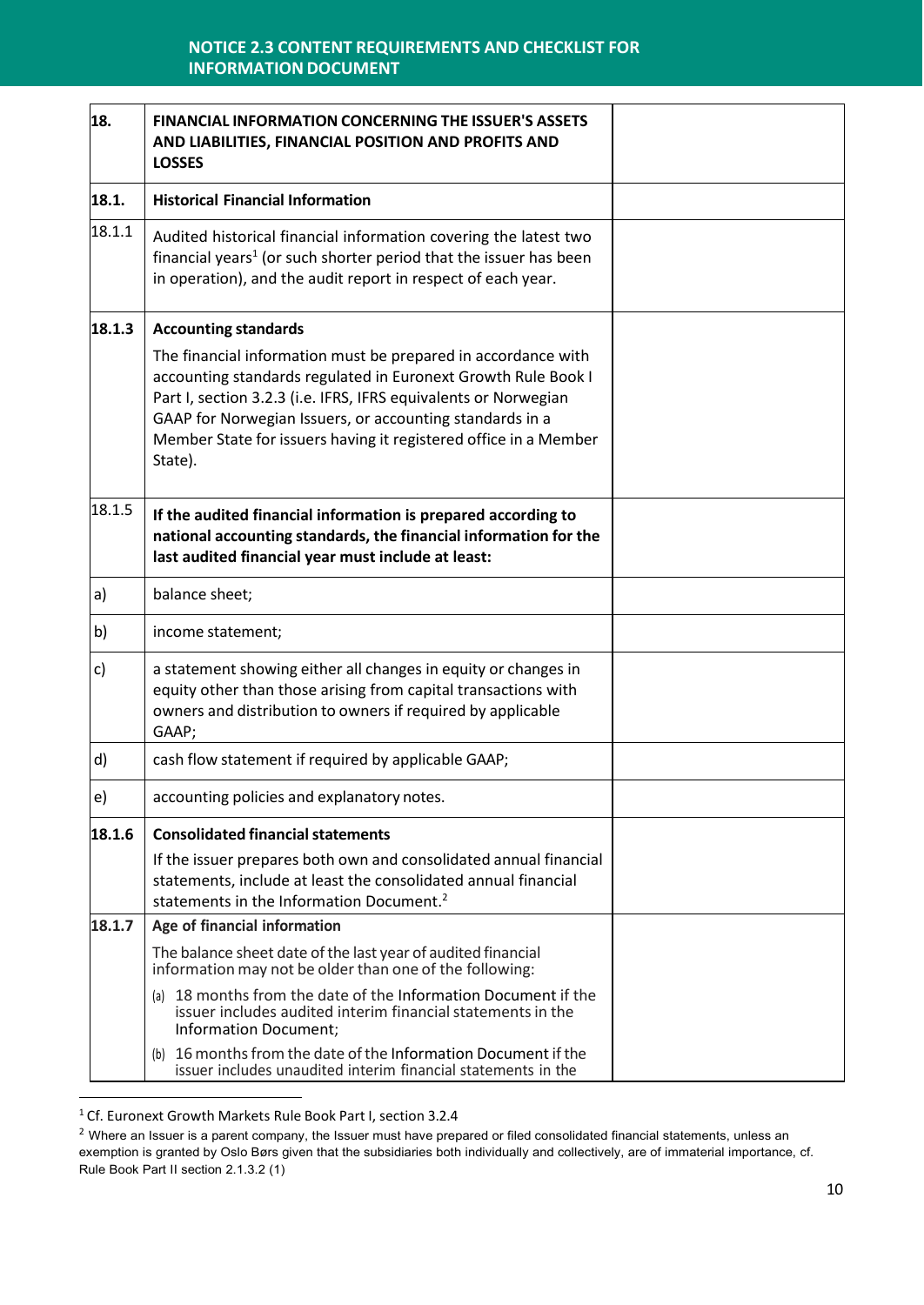| | | |
|---|---|---|
| **18.** | **FINANCIAL INFORMATION CONCERNING THE ISSUER'S ASSETS AND LIABILITIES, FINANCIAL POSITION AND PROFITS AND LOSSES** | |
| **18.1.** | **Historical Financial Information** | |
| 18.1.1 | Audited historical financial information covering the latest two financial years[1] (or such shorter period that the issuer has been in operation), and the audit report in respect of each year. | |
| **18.1.3** | **Accounting standards**<br><br>The financial information must be prepared in accordance with accounting standards regulated in Euronext Growth Rule Book I Part I, section 3.2.3 (i.e. IFRS, IFRS equivalents or Norwegian GAAP for Norwegian Issuers, or accounting standards in a Member State for issuers having it registered office in a Member State). | |
| 18.1.5 | **If the audited financial information is prepared according to national accounting standards, the financial information for the last audited financial year must include at least:** | |
| a) | balance sheet; | |
| b) | income statement; | |
| c) | a statement showing either all changes in equity or changes in equity other than those arising from capital transactions with owners and distribution to owners if required by applicable GAAP; | |
| d) | cash flow statement if required by applicable GAAP; | |
| e) | accounting policies and explanatory notes. | |
| **18.1.6** | **Consolidated financial statements**<br><br>If the issuer prepares both own and consolidated annual financial statements, include at least the consolidated annual financial statements in the Information Document.[2] | |
| **18.1.7** | **Age of financial information**<br><br>The balance sheet date of the last year of audited financial information may not be older than one of the following:<br><br>(a) 18 months from the date of the Information Document if the issuer includes audited interim financial statements in the Information Document;<br><br>(b) 16 months from the date of the Information Document if the issuer includes unaudited interim financial statements in the | |

[1] Cf. Euronext Growth Markets Rule Book Part I, section 3.2.4

[2] Where an Issuer is a parent company, the Issuer must have prepared or filed consolidated financial statements, unless an exemption is granted by Oslo Børs given that the subsidiaries both individually and collectively, are of immaterial importance, cf. Rule Book Part II section 2.1.3.2 (1)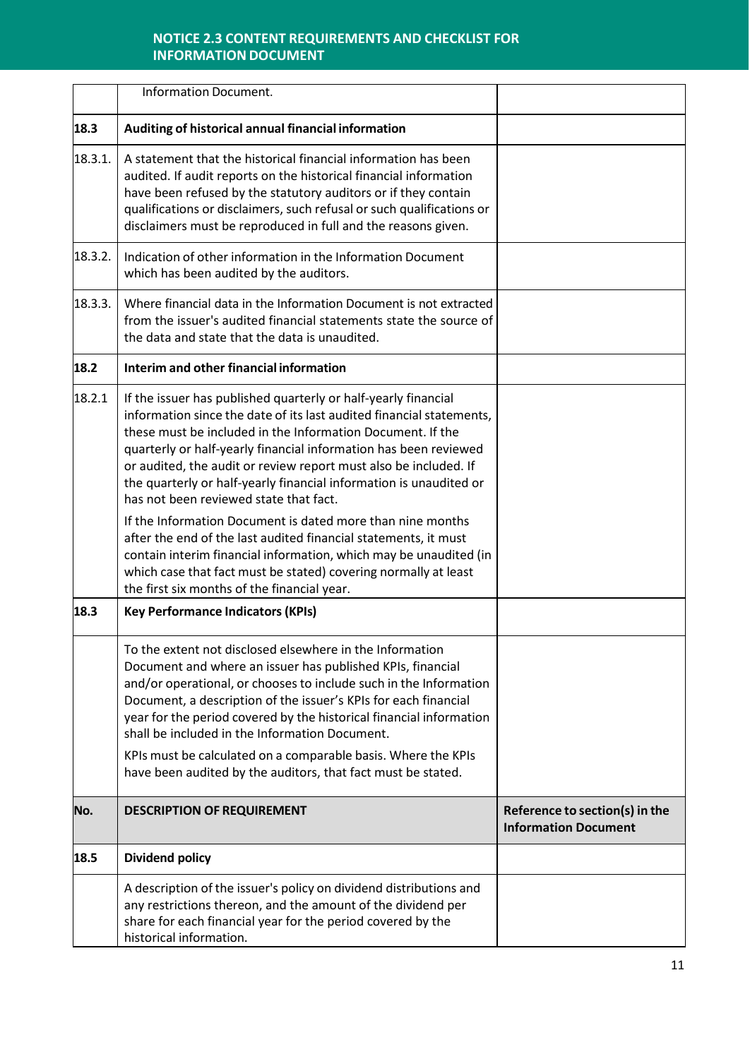| No. | DESCRIPTION OF REQUIREMENT | Reference to section(s) in the Information Document |
|---|---|---|
| | Information Document. | |
| **18.3** | **Auditing of historical annual financial information** | |
| 18.3.1. | A statement that the historical financial information has been audited. If audit reports on the historical financial information have been refused by the statutory auditors or if they contain qualifications or disclaimers, such refusal or such qualifications or disclaimers must be reproduced in full and the reasons given. | |
| 18.3.2. | Indication of other information in the Information Document which has been audited by the auditors. | |
| 18.3.3. | Where financial data in the Information Document is not extracted from the issuer's audited financial statements state the source of the data and state that the data is unaudited. | |
| **18.2** | **Interim and other financial information** | |
| 18.2.1 | If the issuer has published quarterly or half-yearly financial information since the date of its last audited financial statements, these must be included in the Information Document. If the quarterly or half-yearly financial information has been reviewed or audited, the audit or review report must also be included. If the quarterly or half-yearly financial information is unaudited or has not been reviewed state that fact.<br><br>If the Information Document is dated more than nine months after the end of the last audited financial statements, it must contain interim financial information, which may be unaudited (in which case that fact must be stated) covering normally at least the first six months of the financial year. | |
| **18.3** | **Key Performance Indicators (KPIs)** | |
| | To the extent not disclosed elsewhere in the Information Document and where an issuer has published KPIs, financial and/or operational, or chooses to include such in the Information Document, a description of the issuer's KPIs for each financial year for the period covered by the historical financial information shall be included in the Information Document.<br><br>KPIs must be calculated on a comparable basis. Where the KPIs have been audited by the auditors, that fact must be stated. | |
| **18.5** | **Dividend policy** | |
| | A description of the issuer's policy on dividend distributions and any restrictions thereon, and the amount of the dividend per share for each financial year for the period covered by the historical information. | |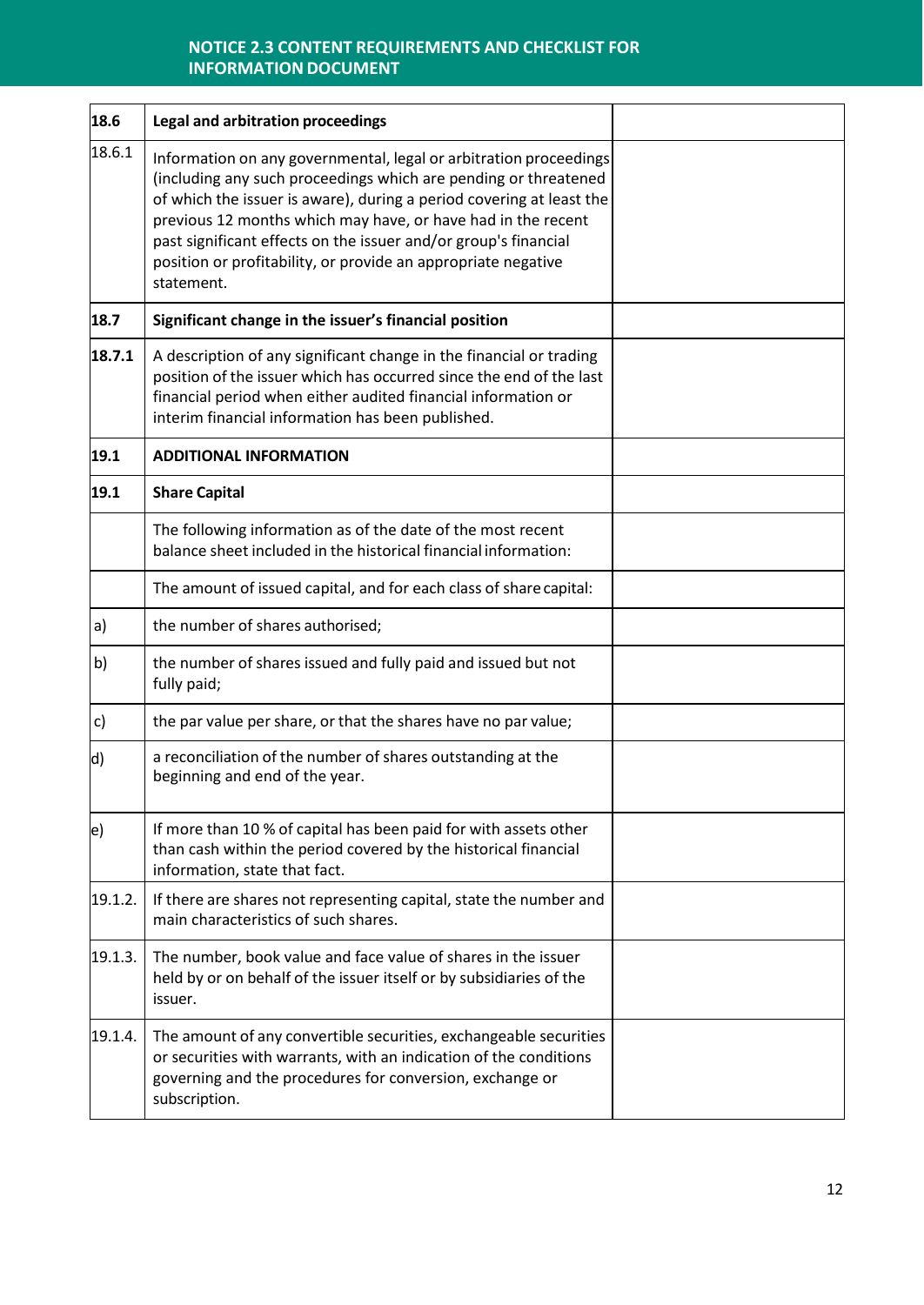| 18.6 | **Legal and arbitration proceedings** | |
|---|---|---|
| 18.6.1 | Information on any governmental, legal or arbitration proceedings (including any such proceedings which are pending or threatened of which the issuer is aware), during a period covering at least the previous 12 months which may have, or have had in the recent past significant effects on the issuer and/or group's financial position or profitability, or provide an appropriate negative statement. | |
| **18.7** | **Significant change in the issuer's financial position** | |
| **18.7.1** | A description of any significant change in the financial or trading position of the issuer which has occurred since the end of the last financial period when either audited financial information or interim financial information has been published. | |
| **19.1** | **ADDITIONAL INFORMATION** | |
| **19.1** | **Share Capital** | |
| | The following information as of the date of the most recent balance sheet included in the historical financial information: | |
| | The amount of issued capital, and for each class of share capital: | |
| a) | the number of shares authorised; | |
| b) | the number of shares issued and fully paid and issued but not fully paid; | |
| c) | the par value per share, or that the shares have no par value; | |
| d) | a reconciliation of the number of shares outstanding at the beginning and end of the year. | |
| e) | If more than 10 % of capital has been paid for with assets other than cash within the period covered by the historical financial information, state that fact. | |
| 19.1.2. | If there are shares not representing capital, state the number and main characteristics of such shares. | |
| 19.1.3. | The number, book value and face value of shares in the issuer held by or on behalf of the issuer itself or by subsidiaries of the issuer. | |
| 19.1.4. | The amount of any convertible securities, exchangeable securities or securities with warrants, with an indication of the conditions governing and the procedures for conversion, exchange or subscription. | |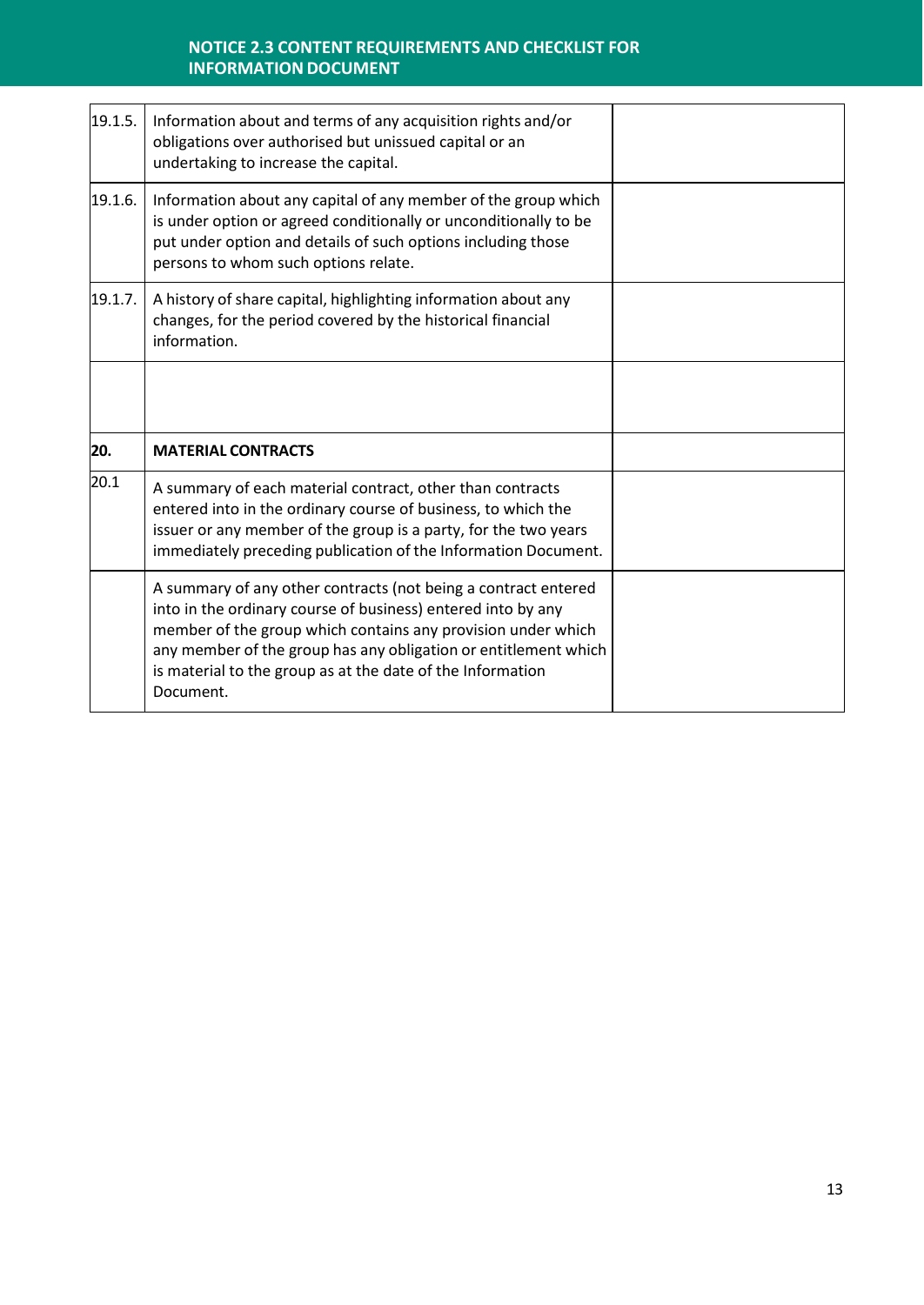| | | |
|---|---|---|
| 19.1.5. | Information about and terms of any acquisition rights and/or obligations over authorised but unissued capital or an undertaking to increase the capital. | |
| 19.1.6. | Information about any capital of any member of the group which is under option or agreed conditionally or unconditionally to be put under option and details of such options including those persons to whom such options relate. | |
| 19.1.7. | A history of share capital, highlighting information about any changes, for the period covered by the historical financial information. | |
| | | |
| **20.** | **MATERIAL CONTRACTS** | |
| 20.1 | A summary of each material contract, other than contracts entered into in the ordinary course of business, to which the issuer or any member of the group is a party, for the two years immediately preceding publication of the Information Document. | |
| | A summary of any other contracts (not being a contract entered into in the ordinary course of business) entered into by any member of the group which contains any provision under which any member of the group has any obligation or entitlement which is material to the group as at the date of the Information Document. | |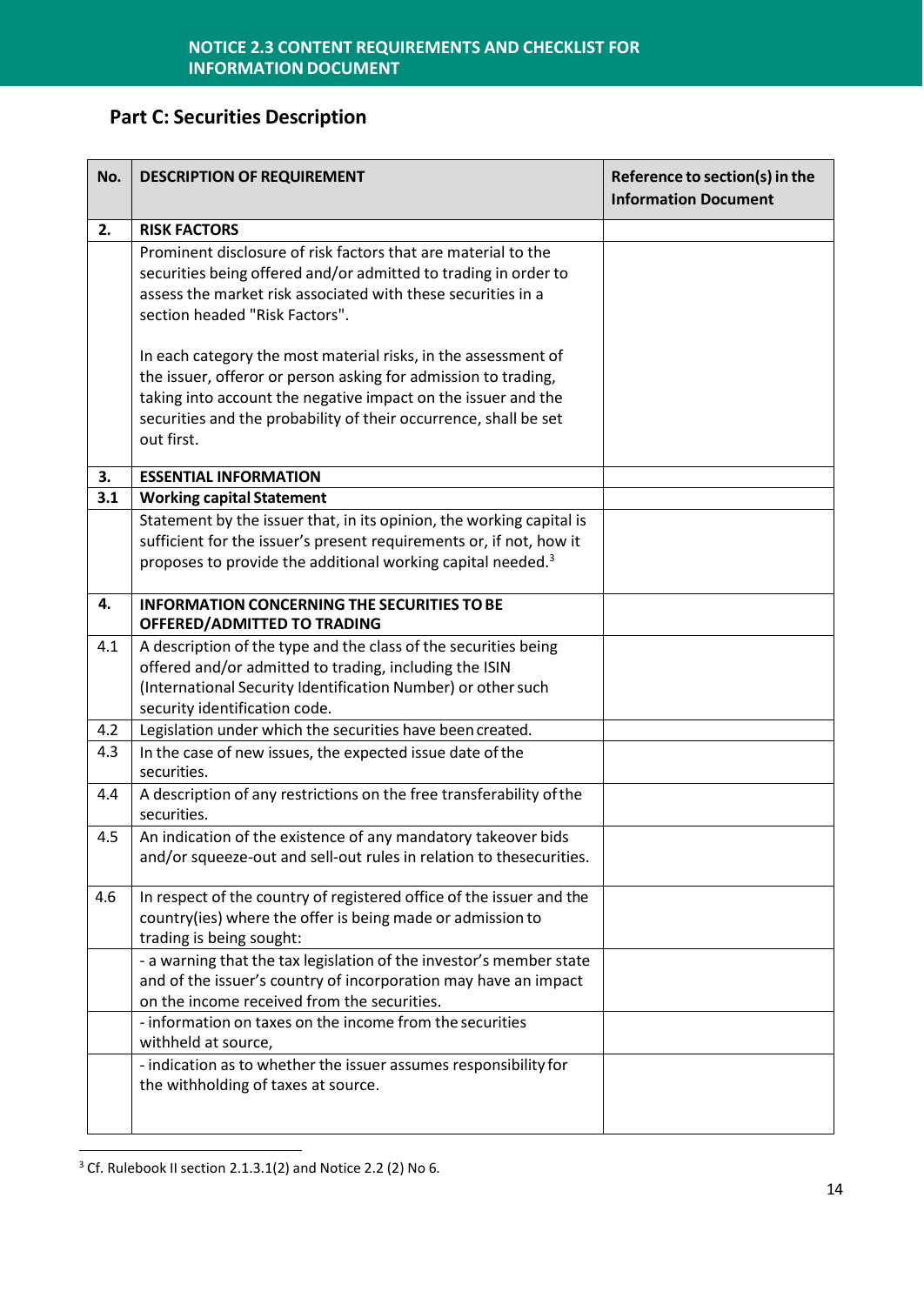## Part C: Securities Description

| No. | DESCRIPTION OF REQUIREMENT | Reference to section(s) in the Information Document |
|---|---|---|
| **2.** | **RISK FACTORS** | |
| | Prominent disclosure of risk factors that are material to the securities being offered and/or admitted to trading in order to assess the market risk associated with these securities in a section headed "Risk Factors".<br><br>In each category the most material risks, in the assessment of the issuer, offeror or person asking for admission to trading, taking into account the negative impact on the issuer and the securities and the probability of their occurrence, shall be set out first. | |
| **3.** | **ESSENTIAL INFORMATION** | |
| **3.1** | **Working capital Statement** | |
| | Statement by the issuer that, in its opinion, the working capital is sufficient for the issuer's present requirements or, if not, how it proposes to provide the additional working capital needed.[3] | |
| **4.** | **INFORMATION CONCERNING THE SECURITIES TO BE OFFERED/ADMITTED TO TRADING** | |
| 4.1 | A description of the type and the class of the securities being offered and/or admitted to trading, including the ISIN (International Security Identification Number) or other such security identification code. | |
| 4.2 | Legislation under which the securities have been created. | |
| 4.3 | In the case of new issues, the expected issue date of the securities. | |
| 4.4 | A description of any restrictions on the free transferability of the securities. | |
| 4.5 | An indication of the existence of any mandatory takeover bids and/or squeeze-out and sell-out rules in relation to the securities. | |
| 4.6 | In respect of the country of registered office of the issuer and the country(ies) where the offer is being made or admission to trading is being sought: | |
| | - a warning that the tax legislation of the investor's member state and of the issuer's country of incorporation may have an impact on the income received from the securities. | |
| | - information on taxes on the income from the securities withheld at source, | |
| | - indication as to whether the issuer assumes responsibility for the withholding of taxes at source. | |

[3] Cf. Rulebook II section 2.1.3.1(2) and Notice 2.2 (2) No 6.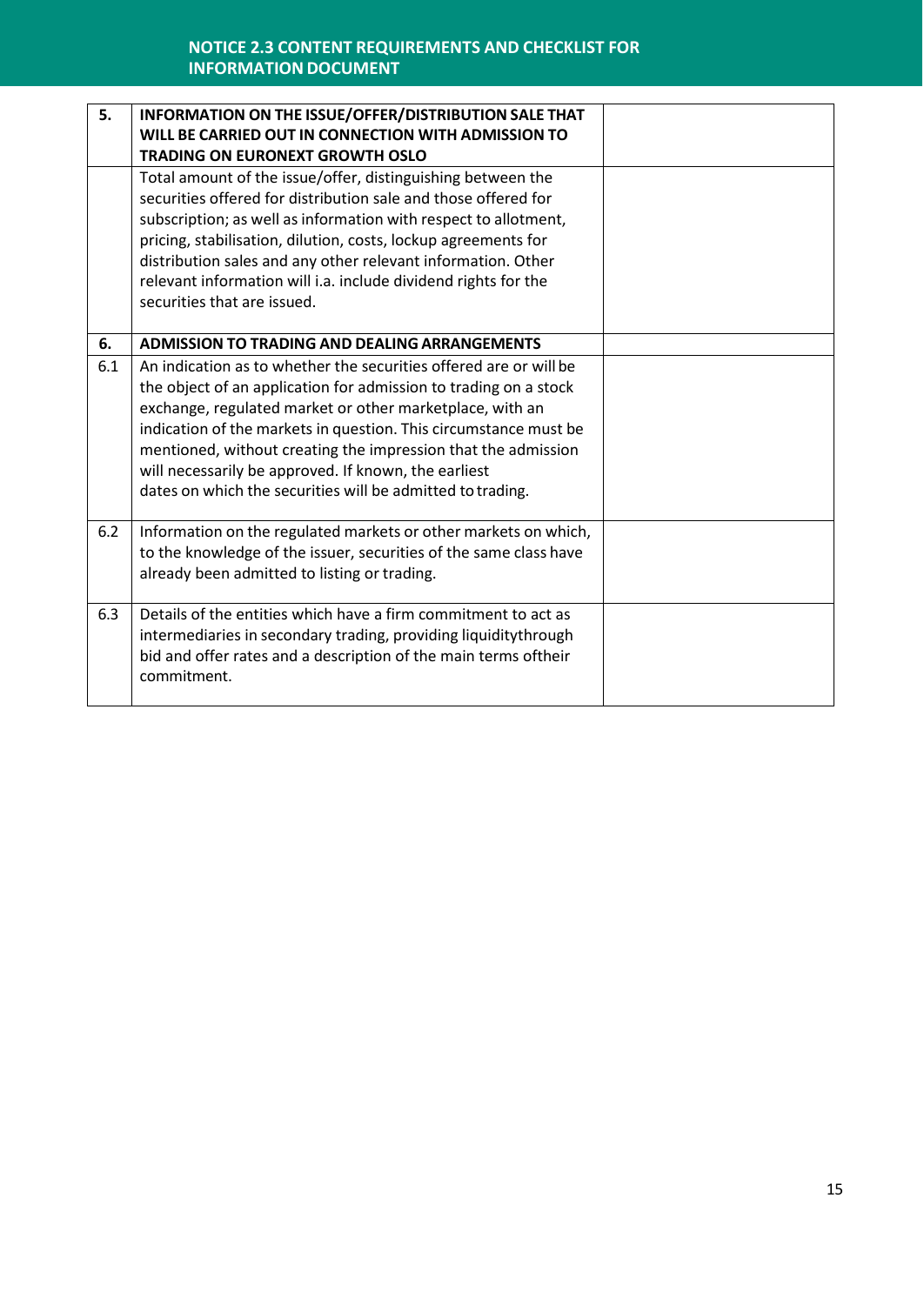| 5. | **INFORMATION ON THE ISSUE/OFFER/DISTRIBUTION SALE THAT WILL BE CARRIED OUT IN CONNECTION WITH ADMISSION TO TRADING ON EURONEXT GROWTH OSLO** | |
|---|---|---|
| | Total amount of the issue/offer, distinguishing between the securities offered for distribution sale and those offered for subscription; as well as information with respect to allotment, pricing, stabilisation, dilution, costs, lockup agreements for distribution sales and any other relevant information. Other relevant information will i.a. include dividend rights for the securities that are issued. | |
| **6.** | **ADMISSION TO TRADING AND DEALING ARRANGEMENTS** | |
| 6.1 | An indication as to whether the securities offered are or will be the object of an application for admission to trading on a stock exchange, regulated market or other marketplace, with an indication of the markets in question. This circumstance must be mentioned, without creating the impression that the admission will necessarily be approved. If known, the earliest dates on which the securities will be admitted to trading. | |
| 6.2 | Information on the regulated markets or other markets on which, to the knowledge of the issuer, securities of the same class have already been admitted to listing or trading. | |
| 6.3 | Details of the entities which have a firm commitment to act as intermediaries in secondary trading, providing liquiditythrough bid and offer rates and a description of the main terms oftheir commitment. | |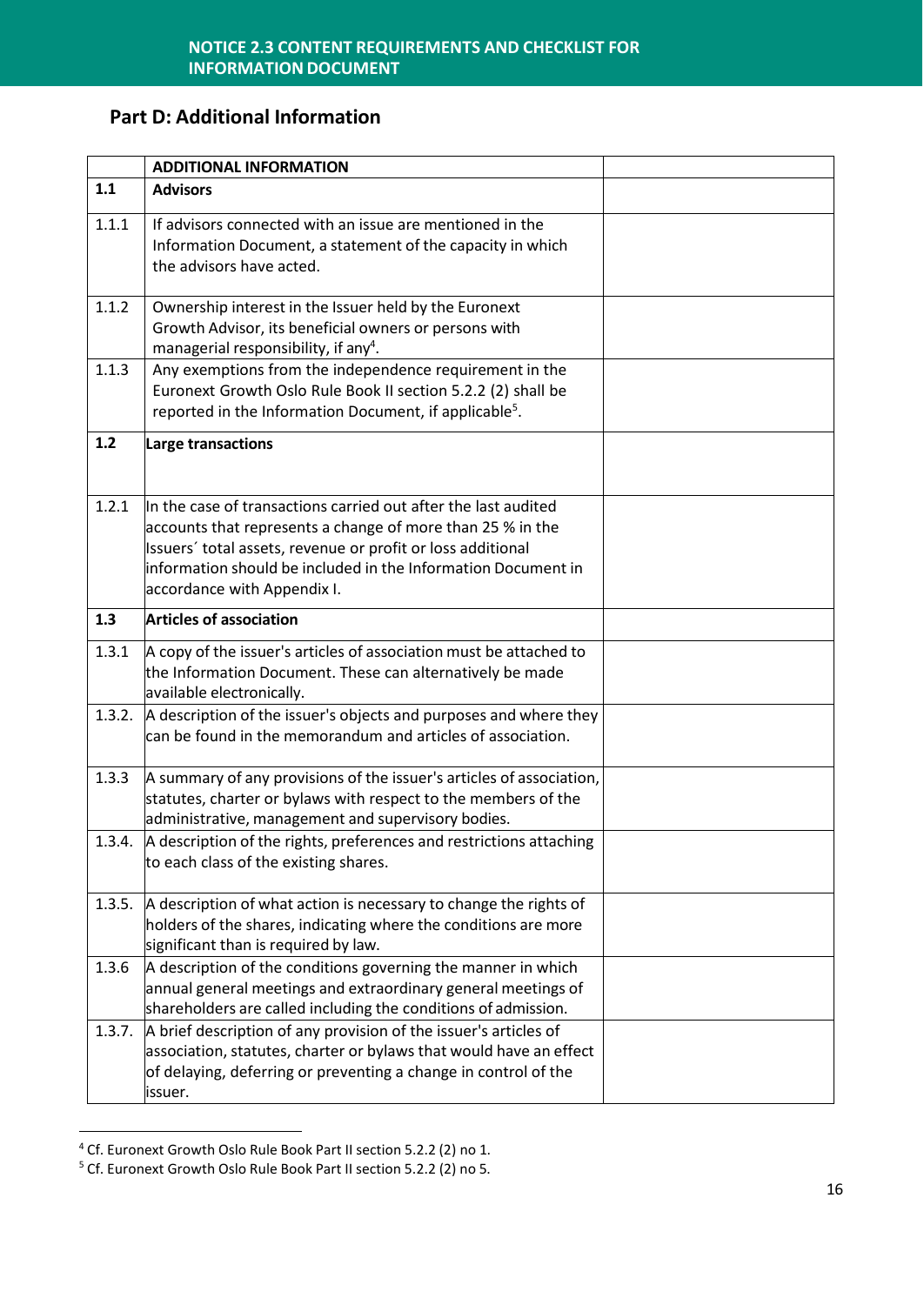## Part D: Additional Information

| | ADDITIONAL INFORMATION | |
|---|---|---|
| **1.1** | **Advisors** | |
| 1.1.1 | If advisors connected with an issue are mentioned in the Information Document, a statement of the capacity in which the advisors have acted. | |
| 1.1.2 | Ownership interest in the Issuer held by the Euronext Growth Advisor, its beneficial owners or persons with managerial responsibility, if any[4]. | |
| 1.1.3 | Any exemptions from the independence requirement in the Euronext Growth Oslo Rule Book II section 5.2.2 (2) shall be reported in the Information Document, if applicable[5]. | |
| **1.2** | **Large transactions** | |
| 1.2.1 | In the case of transactions carried out after the last audited accounts that represents a change of more than 25 % in the Issuers´ total assets, revenue or profit or loss additional information should be included in the Information Document in accordance with Appendix I. | |
| **1.3** | **Articles of association** | |
| 1.3.1 | A copy of the issuer's articles of association must be attached to the Information Document. These can alternatively be made available electronically. | |
| 1.3.2. | A description of the issuer's objects and purposes and where they can be found in the memorandum and articles of association. | |
| 1.3.3 | A summary of any provisions of the issuer's articles of association, statutes, charter or bylaws with respect to the members of the administrative, management and supervisory bodies. | |
| 1.3.4. | A description of the rights, preferences and restrictions attaching to each class of the existing shares. | |
| 1.3.5. | A description of what action is necessary to change the rights of holders of the shares, indicating where the conditions are more significant than is required by law. | |
| 1.3.6 | A description of the conditions governing the manner in which annual general meetings and extraordinary general meetings of shareholders are called including the conditions of admission. | |
| 1.3.7. | A brief description of any provision of the issuer's articles of association, statutes, charter or bylaws that would have an effect of delaying, deferring or preventing a change in control of the issuer. | |

[4] Cf. Euronext Growth Oslo Rule Book Part II section 5.2.2 (2) no 1.

[5] Cf. Euronext Growth Oslo Rule Book Part II section 5.2.2 (2) no 5.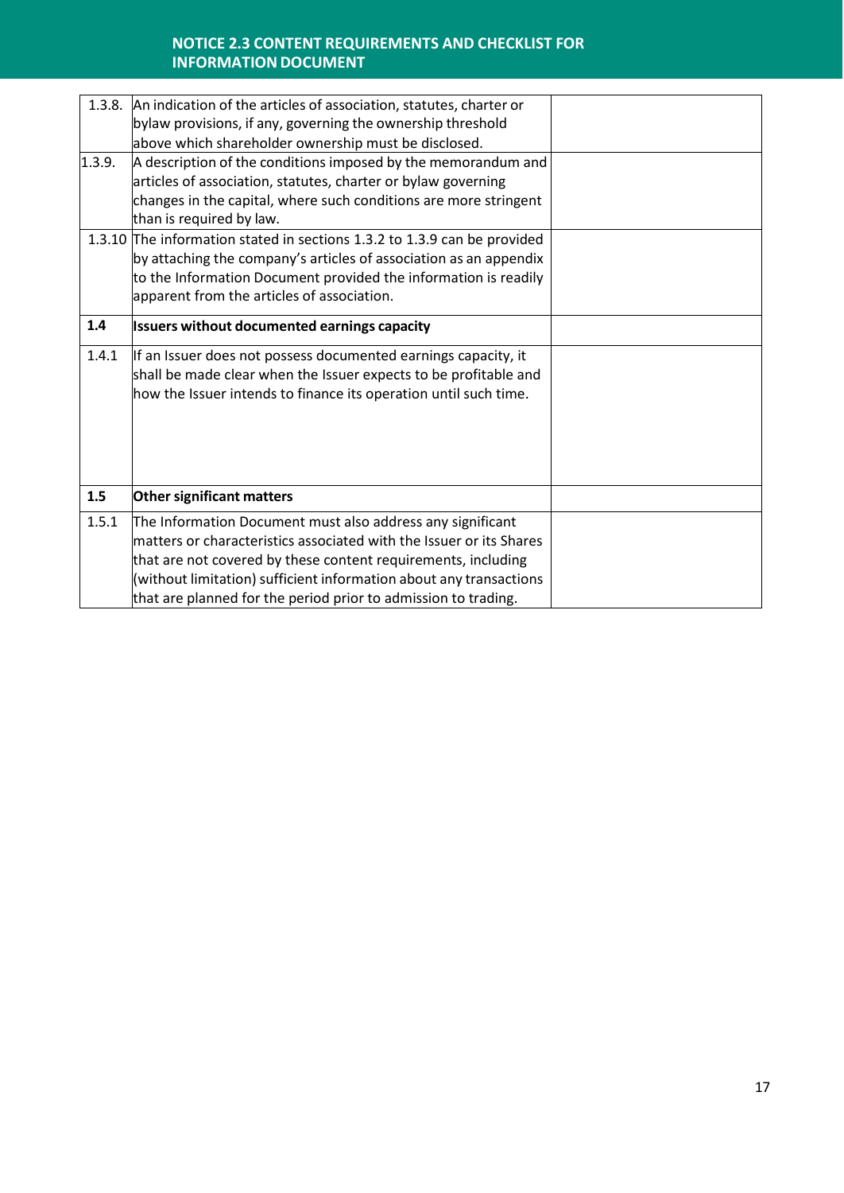| | | |
|---|---|---|
| 1.3.8. | An indication of the articles of association, statutes, charter or bylaw provisions, if any, governing the ownership threshold above which shareholder ownership must be disclosed. | |
| 1.3.9. | A description of the conditions imposed by the memorandum and articles of association, statutes, charter or bylaw governing changes in the capital, where such conditions are more stringent than is required by law. | |
| 1.3.10 | The information stated in sections 1.3.2 to 1.3.9 can be provided by attaching the company's articles of association as an appendix to the Information Document provided the information is readily apparent from the articles of association. | |
| **1.4** | **Issuers without documented earnings capacity** | |
| 1.4.1 | If an Issuer does not possess documented earnings capacity, it shall be made clear when the Issuer expects to be profitable and how the Issuer intends to finance its operation until such time. | |
| **1.5** | **Other significant matters** | |
| 1.5.1 | The Information Document must also address any significant matters or characteristics associated with the Issuer or its Shares that are not covered by these content requirements, including (without limitation) sufficient information about any transactions that are planned for the period prior to admission to trading. | |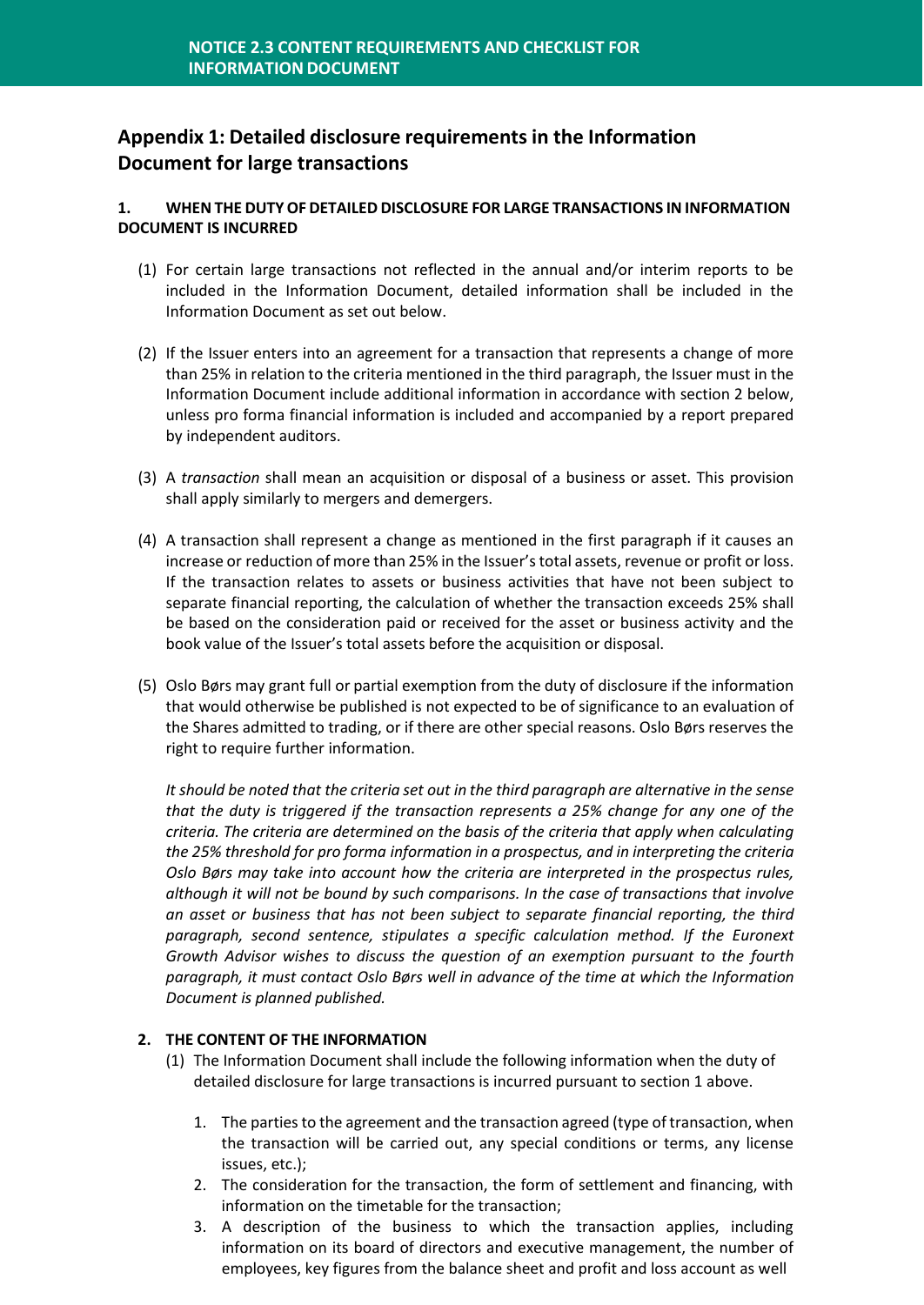## Appendix 1: Detailed disclosure requirements in the Information Document for large transactions

### 1. WHEN THE DUTY OF DETAILED DISCLOSURE FOR LARGE TRANSACTIONS IN INFORMATION DOCUMENT IS INCURRED

(1) For certain large transactions not reflected in the annual and/or interim reports to be included in the Information Document, detailed information shall be included in the Information Document as set out below.

(2) If the Issuer enters into an agreement for a transaction that represents a change of more than 25% in relation to the criteria mentioned in the third paragraph, the Issuer must in the Information Document include additional information in accordance with section 2 below, unless pro forma financial information is included and accompanied by a report prepared by independent auditors.

(3) A *transaction* shall mean an acquisition or disposal of a business or asset. This provision shall apply similarly to mergers and demergers.

(4) A transaction shall represent a change as mentioned in the first paragraph if it causes an increase or reduction of more than 25% in the Issuer's total assets, revenue or profit or loss. If the transaction relates to assets or business activities that have not been subject to separate financial reporting, the calculation of whether the transaction exceeds 25% shall be based on the consideration paid or received for the asset or business activity and the book value of the Issuer's total assets before the acquisition or disposal.

(5) Oslo Børs may grant full or partial exemption from the duty of disclosure if the information that would otherwise be published is not expected to be of significance to an evaluation of the Shares admitted to trading, or if there are other special reasons. Oslo Børs reserves the right to require further information.

*It should be noted that the criteria set out in the third paragraph are alternative in the sense that the duty is triggered if the transaction represents a 25% change for any one of the criteria. The criteria are determined on the basis of the criteria that apply when calculating the 25% threshold for pro forma information in a prospectus, and in interpreting the criteria Oslo Børs may take into account how the criteria are interpreted in the prospectus rules, although it will not be bound by such comparisons. In the case of transactions that involve an asset or business that has not been subject to separate financial reporting, the third paragraph, second sentence, stipulates a specific calculation method. If the Euronext Growth Advisor wishes to discuss the question of an exemption pursuant to the fourth paragraph, it must contact Oslo Børs well in advance of the time at which the Information Document is planned published.*

### 2. THE CONTENT OF THE INFORMATION

(1) The Information Document shall include the following information when the duty of detailed disclosure for large transactions is incurred pursuant to section 1 above.

1. The parties to the agreement and the transaction agreed (type of transaction, when the transaction will be carried out, any special conditions or terms, any license issues, etc.);
2. The consideration for the transaction, the form of settlement and financing, with information on the timetable for the transaction;
3. A description of the business to which the transaction applies, including information on its board of directors and executive management, the number of employees, key figures from the balance sheet and profit and loss account as well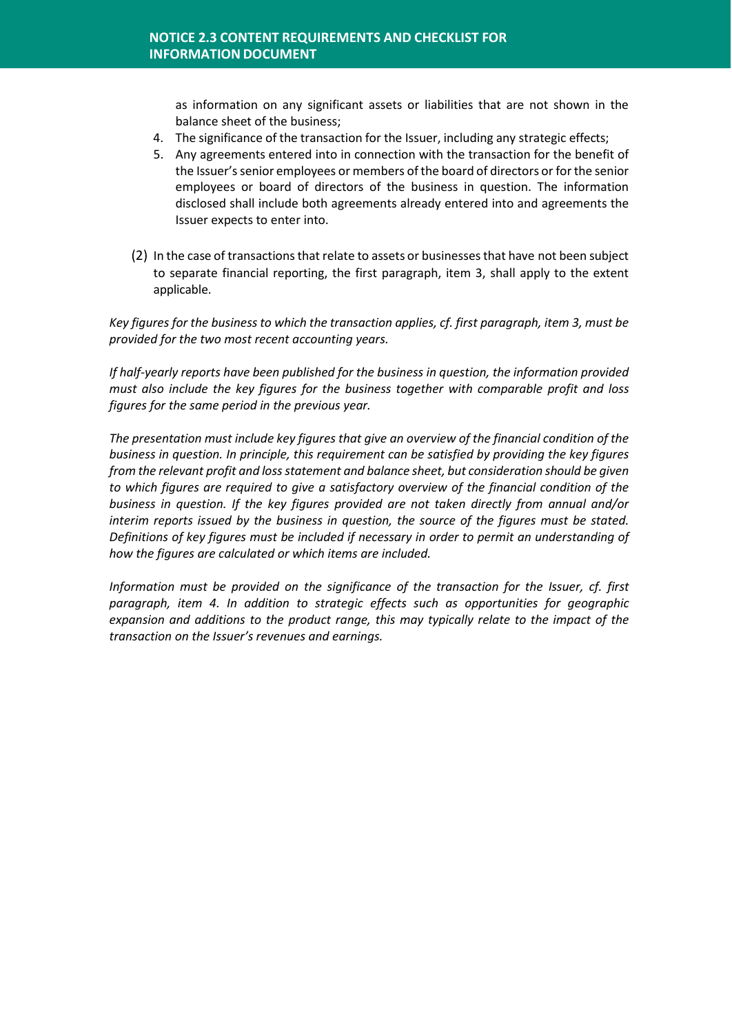as information on any significant assets or liabilities that are not shown in the balance sheet of the business;

4. The significance of the transaction for the Issuer, including any strategic effects;
5. Any agreements entered into in connection with the transaction for the benefit of the Issuer's senior employees or members of the board of directors or for the senior employees or board of directors of the business in question. The information disclosed shall include both agreements already entered into and agreements the Issuer expects to enter into.

(2) In the case of transactions that relate to assets or businesses that have not been subject to separate financial reporting, the first paragraph, item 3, shall apply to the extent applicable.

*Key figures for the business to which the transaction applies, cf. first paragraph, item 3, must be provided for the two most recent accounting years.*

*If half-yearly reports have been published for the business in question, the information provided must also include the key figures for the business together with comparable profit and loss figures for the same period in the previous year.*

*The presentation must include key figures that give an overview of the financial condition of the business in question. In principle, this requirement can be satisfied by providing the key figures from the relevant profit and loss statement and balance sheet, but consideration should be given to which figures are required to give a satisfactory overview of the financial condition of the business in question. If the key figures provided are not taken directly from annual and/or interim reports issued by the business in question, the source of the figures must be stated. Definitions of key figures must be included if necessary in order to permit an understanding of how the figures are calculated or which items are included.*

*Information must be provided on the significance of the transaction for the Issuer, cf. first paragraph, item 4. In addition to strategic effects such as opportunities for geographic expansion and additions to the product range, this may typically relate to the impact of the transaction on the Issuer's revenues and earnings.*